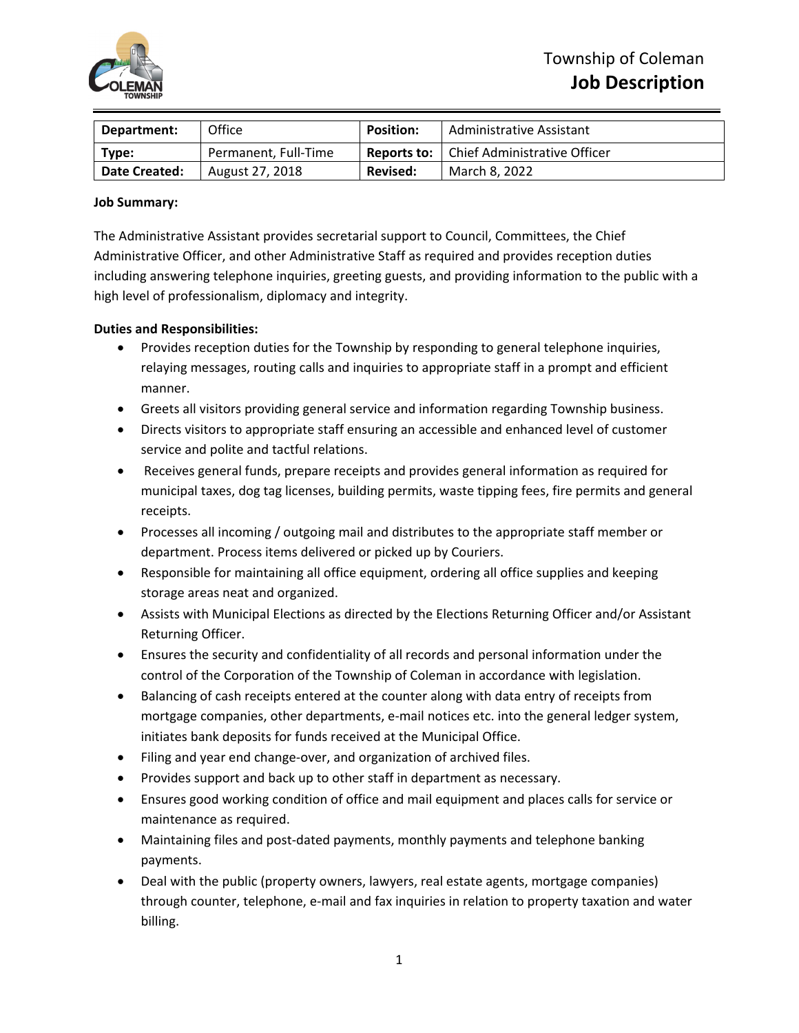Township of Coleman

# Job Description

| Department: | Office | Position: | Administrative Assistant |
|---|---|---|---|
| Type: | Permanent, Full-Time | Reports to: | Chief Administrative Officer |
| Date Created: | August 27, 2018 | Revised: | March 8, 2022 |

**Job Summary:**

The Administrative Assistant provides secretarial support to Council, Committees, the Chief Administrative Officer, and other Administrative Staff as required and provides reception duties including answering telephone inquiries, greeting guests, and providing information to the public with a high level of professionalism, diplomacy and integrity.

**Duties and Responsibilities:**

- Provides reception duties for the Township by responding to general telephone inquiries, relaying messages, routing calls and inquiries to appropriate staff in a prompt and efficient manner.
- Greets all visitors providing general service and information regarding Township business.
- Directs visitors to appropriate staff ensuring an accessible and enhanced level of customer service and polite and tactful relations.
- Receives general funds, prepare receipts and provides general information as required for municipal taxes, dog tag licenses, building permits, waste tipping fees, fire permits and general receipts.
- Processes all incoming / outgoing mail and distributes to the appropriate staff member or department. Process items delivered or picked up by Couriers.
- Responsible for maintaining all office equipment, ordering all office supplies and keeping storage areas neat and organized.
- Assists with Municipal Elections as directed by the Elections Returning Officer and/or Assistant Returning Officer.
- Ensures the security and confidentiality of all records and personal information under the control of the Corporation of the Township of Coleman in accordance with legislation.
- Balancing of cash receipts entered at the counter along with data entry of receipts from mortgage companies, other departments, e-mail notices etc. into the general ledger system, initiates bank deposits for funds received at the Municipal Office.
- Filing and year end change-over, and organization of archived files.
- Provides support and back up to other staff in department as necessary.
- Ensures good working condition of office and mail equipment and places calls for service or maintenance as required.
- Maintaining files and post-dated payments, monthly payments and telephone banking payments.
- Deal with the public (property owners, lawyers, real estate agents, mortgage companies) through counter, telephone, e-mail and fax inquiries in relation to property taxation and water billing.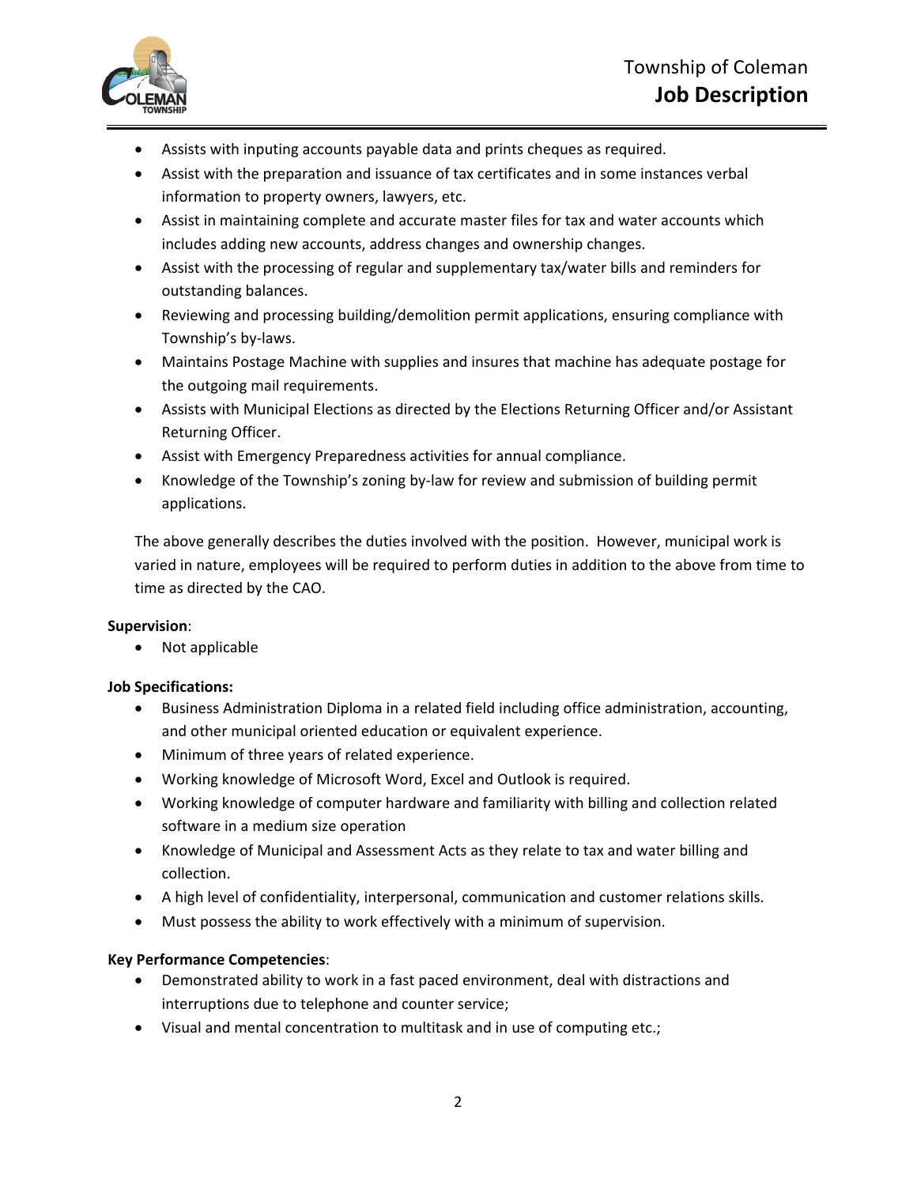- Assists with inputing accounts payable data and prints cheques as required.
- Assist with the preparation and issuance of tax certificates and in some instances verbal information to property owners, lawyers, etc.
- Assist in maintaining complete and accurate master files for tax and water accounts which includes adding new accounts, address changes and ownership changes.
- Assist with the processing of regular and supplementary tax/water bills and reminders for outstanding balances.
- Reviewing and processing building/demolition permit applications, ensuring compliance with Township's by-laws.
- Maintains Postage Machine with supplies and insures that machine has adequate postage for the outgoing mail requirements.
- Assists with Municipal Elections as directed by the Elections Returning Officer and/or Assistant Returning Officer.
- Assist with Emergency Preparedness activities for annual compliance.
- Knowledge of the Township's zoning by-law for review and submission of building permit applications.

The above generally describes the duties involved with the position. However, municipal work is varied in nature, employees will be required to perform duties in addition to the above from time to time as directed by the CAO.

**Supervision**:

- Not applicable

**Job Specifications:**

- Business Administration Diploma in a related field including office administration, accounting, and other municipal oriented education or equivalent experience.
- Minimum of three years of related experience.
- Working knowledge of Microsoft Word, Excel and Outlook is required.
- Working knowledge of computer hardware and familiarity with billing and collection related software in a medium size operation
- Knowledge of Municipal and Assessment Acts as they relate to tax and water billing and collection.
- A high level of confidentiality, interpersonal, communication and customer relations skills.
- Must possess the ability to work effectively with a minimum of supervision.

**Key Performance Competencies**:

- Demonstrated ability to work in a fast paced environment, deal with distractions and interruptions due to telephone and counter service;
- Visual and mental concentration to multitask and in use of computing etc.;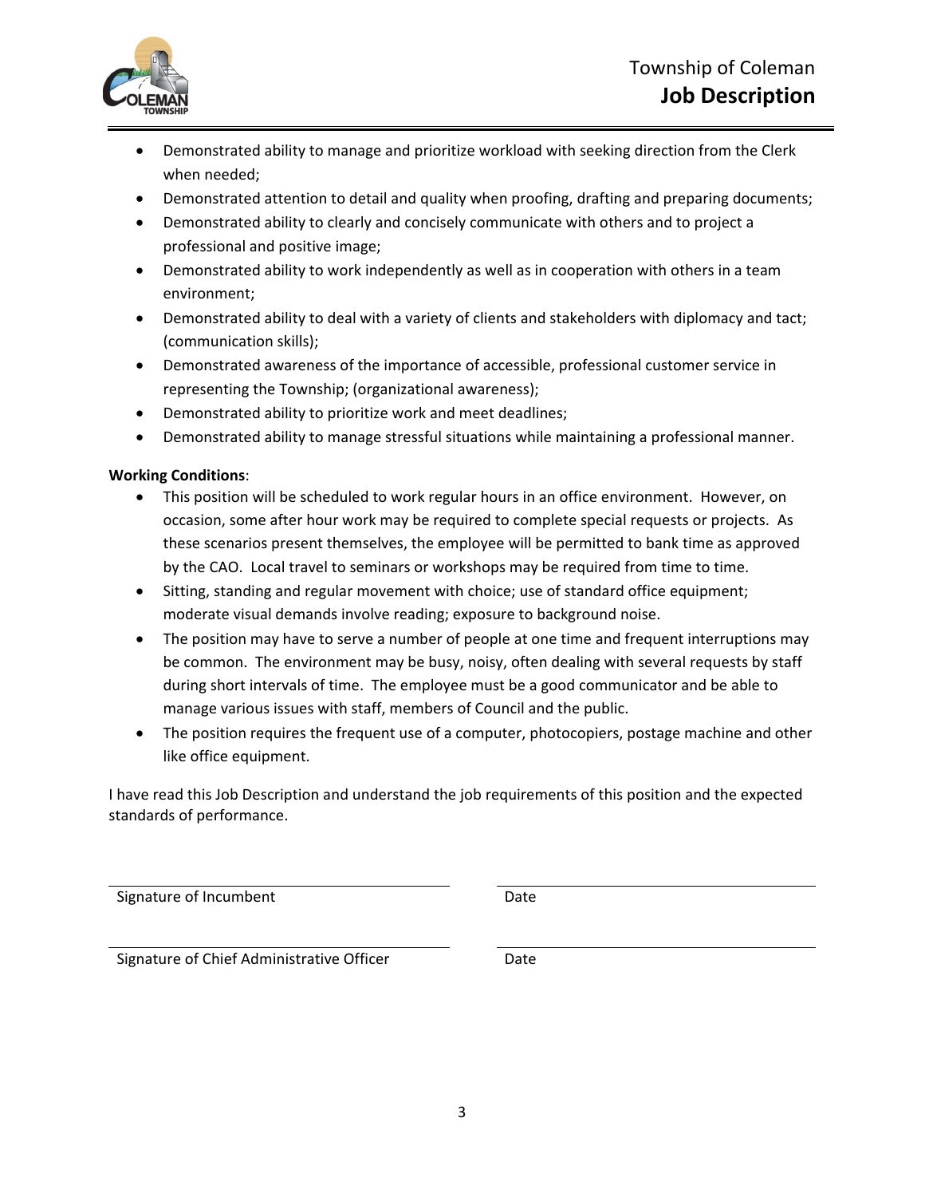- Demonstrated ability to manage and prioritize workload with seeking direction from the Clerk when needed;
- Demonstrated attention to detail and quality when proofing, drafting and preparing documents;
- Demonstrated ability to clearly and concisely communicate with others and to project a professional and positive image;
- Demonstrated ability to work independently as well as in cooperation with others in a team environment;
- Demonstrated ability to deal with a variety of clients and stakeholders with diplomacy and tact; (communication skills);
- Demonstrated awareness of the importance of accessible, professional customer service in representing the Township; (organizational awareness);
- Demonstrated ability to prioritize work and meet deadlines;
- Demonstrated ability to manage stressful situations while maintaining a professional manner.

**Working Conditions**:

- This position will be scheduled to work regular hours in an office environment. However, on occasion, some after hour work may be required to complete special requests or projects. As these scenarios present themselves, the employee will be permitted to bank time as approved by the CAO. Local travel to seminars or workshops may be required from time to time.
- Sitting, standing and regular movement with choice; use of standard office equipment; moderate visual demands involve reading; exposure to background noise.
- The position may have to serve a number of people at one time and frequent interruptions may be common. The environment may be busy, noisy, often dealing with several requests by staff during short intervals of time. The employee must be a good communicator and be able to manage various issues with staff, members of Council and the public.
- The position requires the frequent use of a computer, photocopiers, postage machine and other like office equipment.

I have read this Job Description and understand the job requirements of this position and the expected standards of performance.

\_\_\_\_\_\_\_\_\_\_\_\_\_\_\_\_\_\_\_\_\_\_\_\_\_\_\_\_\_\_ \_\_\_\_\_\_\_\_\_\_\_\_\_\_\_\_\_\_\_\_

Signature of Incumbent Date

\_\_\_\_\_\_\_\_\_\_\_\_\_\_\_\_\_\_\_\_\_\_\_\_\_\_\_\_\_\_ \_\_\_\_\_\_\_\_\_\_\_\_\_\_\_\_\_\_\_\_

Signature of Chief Administrative Officer Date